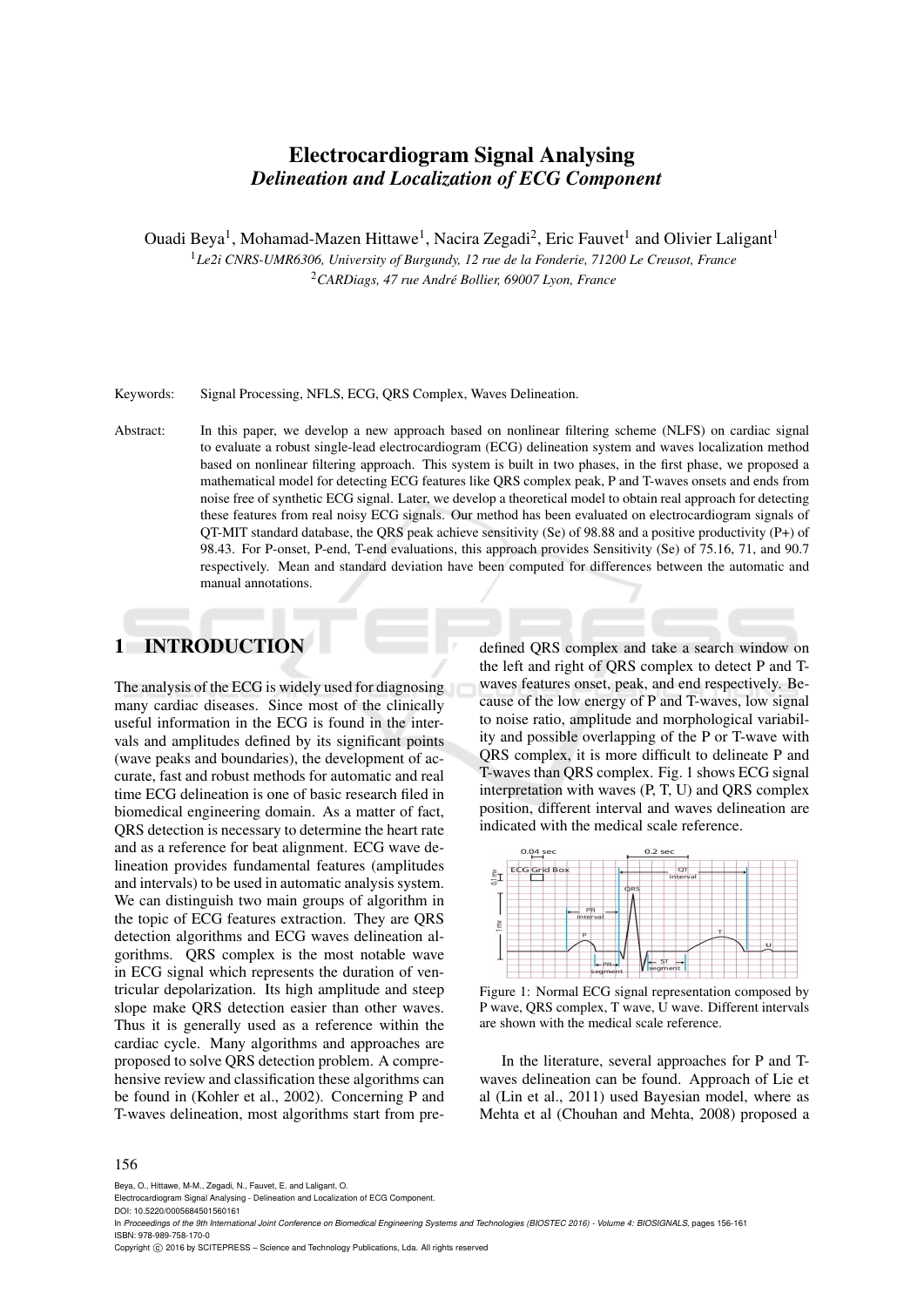# Electrocardiogram Signal Analysing

## *Delineation and Localization of ECG Component*

Ouadi Beya[1], Mohamad-Mazen Hittawe[1], Nacira Zegadi[2], Eric Fauvet[1] and Olivier Laligant[1]

[1]*Le2i CNRS-UMR6306, University of Burgundy, 12 rue de la Fonderie, 71200 Le Creusot, France*

[2]*CARDiags, 47 rue André Bollier, 69007 Lyon, France*

Keywords: Signal Processing, NFLS, ECG, QRS Complex, Waves Delineation.

Abstract: In this paper, we develop a new approach based on nonlinear filtering scheme (NLFS) on cardiac signal to evaluate a robust single-lead electrocardiogram (ECG) delineation system and waves localization method based on nonlinear filtering approach. This system is built in two phases, in the first phase, we proposed a mathematical model for detecting ECG features like QRS complex peak, P and T-waves onsets and ends from noise free of synthetic ECG signal. Later, we develop a theoretical model to obtain real approach for detecting these features from real noisy ECG signals. Our method has been evaluated on electrocardiogram signals of QT-MIT standard database, the QRS peak achieve sensitivity (Se) of 98.88 and a positive productivity (P+) of 98.43. For P-onset, P-end, T-end evaluations, this approach provides Sensitivity (Se) of 75.16, 71, and 90.7 respectively. Mean and standard deviation have been computed for differences between the automatic and manual annotations.

# 1 INTRODUCTION

The analysis of the ECG is widely used for diagnosing many cardiac diseases. Since most of the clinically useful information in the ECG is found in the intervals and amplitudes defined by its significant points (wave peaks and boundaries), the development of accurate, fast and robust methods for automatic and real time ECG delineation is one of basic research filed in biomedical engineering domain. As a matter of fact, QRS detection is necessary to determine the heart rate and as a reference for beat alignment. ECG wave delineation provides fundamental features (amplitudes and intervals) to be used in automatic analysis system. We can distinguish two main groups of algorithm in the topic of ECG features extraction. They are QRS detection algorithms and ECG waves delineation algorithms. QRS complex is the most notable wave in ECG signal which represents the duration of ventricular depolarization. Its high amplitude and steep slope make QRS detection easier than other waves. Thus it is generally used as a reference within the cardiac cycle. Many algorithms and approaches are proposed to solve QRS detection problem. A comprehensive review and classification these algorithms can be found in (Kohler et al., 2002). Concerning P and T-waves delineation, most algorithms start from predefined QRS complex and take a search window on the left and right of QRS complex to detect P and T-waves features onset, peak, and end respectively. Because of the low energy of P and T-waves, low signal to noise ratio, amplitude and morphological variability and possible overlapping of the P or T-wave with QRS complex, it is more difficult to delineate P and T-waves than QRS complex. Fig. 1 shows ECG signal interpretation with waves (P, T, U) and QRS complex position, different interval and waves delineation are indicated with the medical scale reference.

Figure 1: Normal ECG signal representation composed by P wave, QRS complex, T wave, U wave. Different intervals are shown with the medical scale reference.

In the literature, several approaches for P and T-waves delineation can be found. Approach of Lie et al (Lin et al., 2011) used Bayesian model, where as Mehta et al (Chouhan and Mehta, 2008) proposed a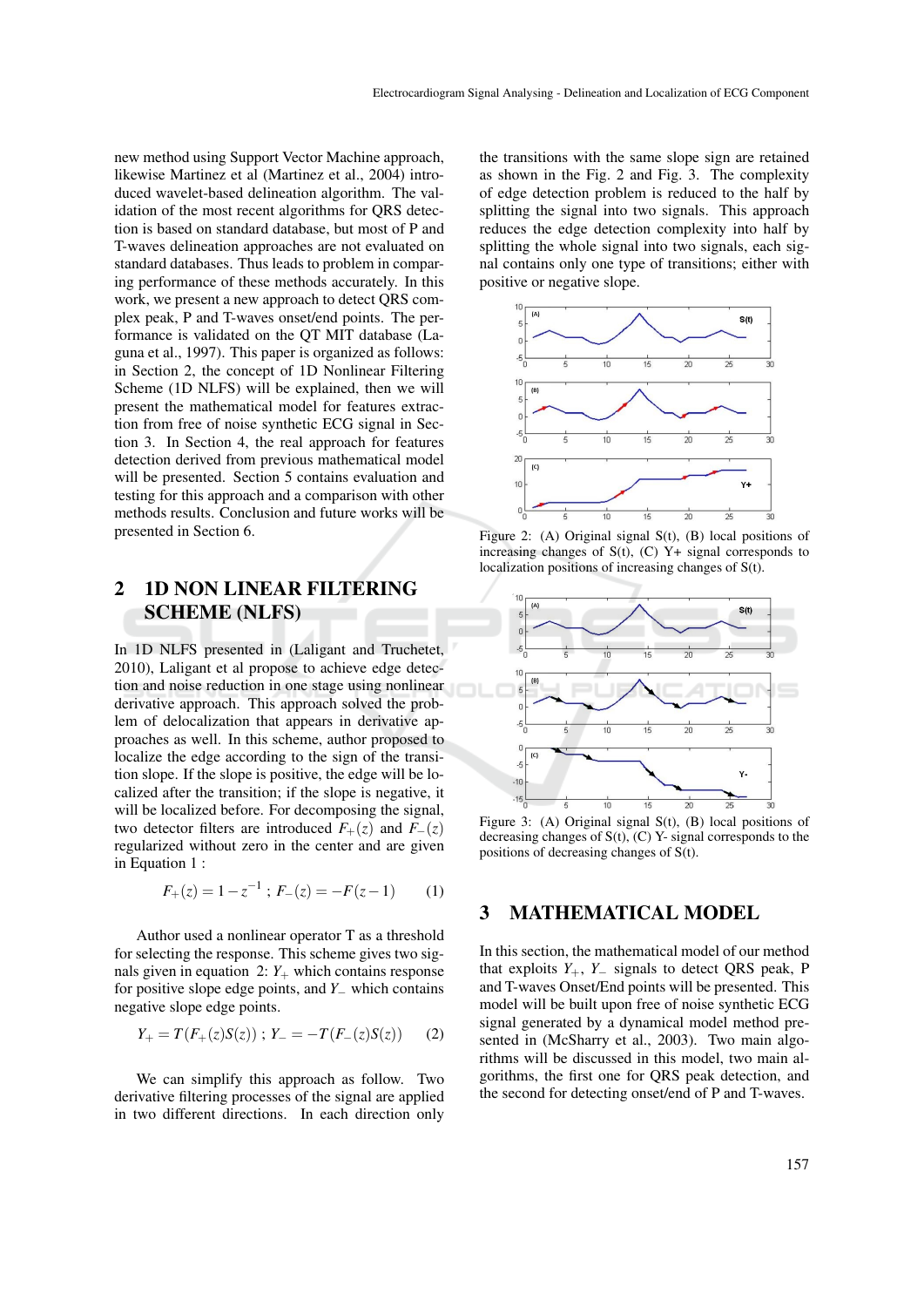new method using Support Vector Machine approach, likewise Martinez et al (Martinez et al., 2004) introduced wavelet-based delineation algorithm. The validation of the most recent algorithms for QRS detection is based on standard database, but most of P and T-waves delineation approaches are not evaluated on standard databases. Thus leads to problem in comparing performance of these methods accurately. In this work, we present a new approach to detect QRS complex peak, P and T-waves onset/end points. The performance is validated on the QT MIT database (Laguna et al., 1997). This paper is organized as follows: in Section 2, the concept of 1D Nonlinear Filtering Scheme (1D NLFS) will be explained, then we will present the mathematical model for features extraction from free of noise synthetic ECG signal in Section 3. In Section 4, the real approach for features detection derived from previous mathematical model will be presented. Section 5 contains evaluation and testing for this approach and a comparison with other methods results. Conclusion and future works will be presented in Section 6.

## 2 1D NON LINEAR FILTERING SCHEME (NLFS)

In 1D NLFS presented in (Laligant and Truchetet, 2010), Laligant et al propose to achieve edge detection and noise reduction in one stage using nonlinear derivative approach. This approach solved the problem of delocalization that appears in derivative approaches as well. In this scheme, author proposed to localize the edge according to the sign of the transition slope. If the slope is positive, the edge will be localized after the transition; if the slope is negative, it will be localized before. For decomposing the signal, two detector filters are introduced $F_+(z)$ and $F_-(z)$ regularized without zero in the center and are given in Equation 1 :

$$F_+(z) = 1 - z^{-1} \; ; \; F_-(z) = -F(z-1) \qquad (1)$$

Author used a nonlinear operator T as a threshold for selecting the response. This scheme gives two signals given in equation 2: $Y_+$ which contains response for positive slope edge points, and $Y_-$ which contains negative slope edge points.

$$Y_+ = T(F_+(z)S(z)) \; ; \; Y_- = -T(F_-(z)S(z)) \qquad (2)$$

We can simplify this approach as follow. Two derivative filtering processes of the signal are applied in two different directions. In each direction only the transitions with the same slope sign are retained as shown in the Fig. 2 and Fig. 3. The complexity of edge detection problem is reduced to the half by splitting the signal into two signals. This approach reduces the edge detection complexity into half by splitting the whole signal into two signals, each signal contains only one type of transitions; either with positive or negative slope.

Figure 2: (A) Original signal S(t), (B) local positions of increasing changes of S(t), (C) Y+ signal corresponds to localization positions of increasing changes of S(t).

Figure 3: (A) Original signal S(t), (B) local positions of decreasing changes of S(t), (C) Y- signal corresponds to the positions of decreasing changes of S(t).

## 3 MATHEMATICAL MODEL

In this section, the mathematical model of our method that exploits $Y_+$, $Y_-$ signals to detect QRS peak, P and T-waves Onset/End points will be presented. This model will be built upon free of noise synthetic ECG signal generated by a dynamical model method presented in (McSharry et al., 2003). Two main algorithms will be discussed in this model, two main algorithms, the first one for QRS peak detection, and the second for detecting onset/end of P and T-waves.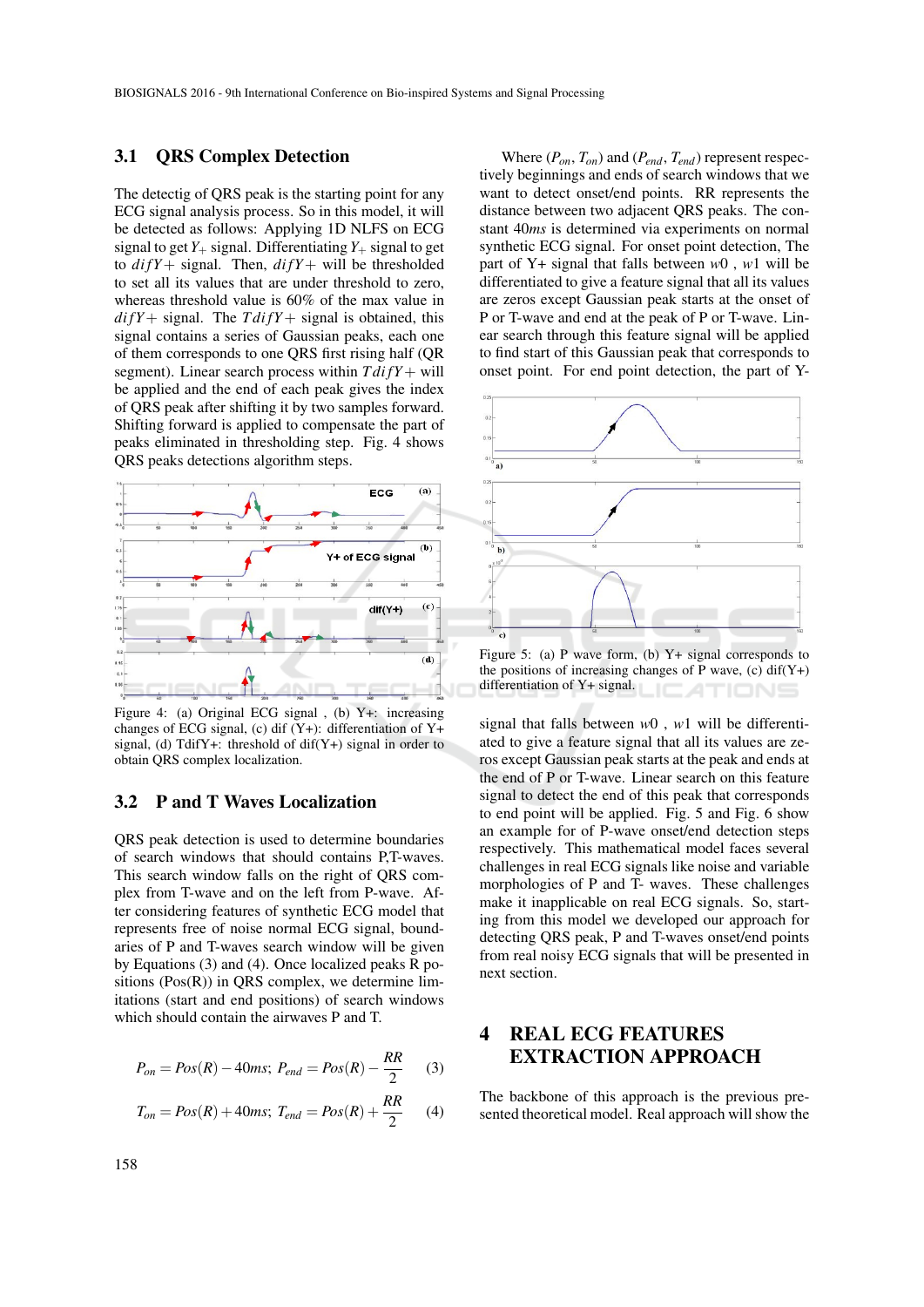### 3.1 QRS Complex Detection

The detectig of QRS peak is the starting point for any ECG signal analysis process. So in this model, it will be detected as follows: Applying 1D NLFS on ECG signal to get $Y_+$ signal. Differentiating $Y_+$ signal to get to $difY+$ signal. Then, $difY+$ will be thresholded to set all its values that are under threshold to zero, whereas threshold value is 60% of the max value in $difY+$ signal. The $TdifY+$ signal is obtained, this signal contains a series of Gaussian peaks, each one of them corresponds to one QRS first rising half (QR segment). Linear search process within $TdifY+$ will be applied and the end of each peak gives the index of QRS peak after shifting it by two samples forward. Shifting forward is applied to compensate the part of peaks eliminated in thresholding step. Fig. 4 shows QRS peaks detections algorithm steps.

Figure 4: (a) Original ECG signal , (b) Y+: increasing changes of ECG signal, (c) dif (Y+): differentiation of Y+ signal, (d) TdifY+: threshold of dif(Y+) signal in order to obtain QRS complex localization.

### 3.2 P and T Waves Localization

QRS peak detection is used to determine boundaries of search windows that should contains P,T-waves. This search window falls on the right of QRS complex from T-wave and on the left from P-wave. After considering features of synthetic ECG model that represents free of noise normal ECG signal, boundaries of P and T-waves search window will be given by Equations (3) and (4). Once localized peaks R positions (Pos(R)) in QRS complex, we determine limitations (start and end positions) of search windows which should contain the airwaves P and T.

$$P_{on} = Pos(R) - 40ms;\ P_{end} = Pos(R) - \frac{RR}{2} \quad (3)$$

$$T_{on} = Pos(R) + 40ms;\ T_{end} = Pos(R) + \frac{RR}{2} \quad (4)$$

Where ($P_{on}$, $T_{on}$) and ($P_{end}$, $T_{end}$) represent respectively beginnings and ends of search windows that we want to detect onset/end points. RR represents the distance between two adjacent QRS peaks. The constant $40ms$ is determined via experiments on normal synthetic ECG signal. For onset point detection, The part of Y+ signal that falls between $w0$ , $w1$ will be differentiated to give a feature signal that all its values are zeros except Gaussian peak starts at the onset of P or T-wave and end at the peak of P or T-wave. Linear search through this feature signal will be applied to find start of this Gaussian peak that corresponds to onset point. For end point detection, the part of Y-signal that falls between $w0$ , $w1$ will be differentiated to give a feature signal that all its values are zeros except Gaussian peak starts at the peak and ends at the end of P or T-wave. Linear search on this feature signal to detect the end of this peak that corresponds to end point will be applied. Fig. 5 and Fig. 6 show an example for of P-wave onset/end detection steps respectively. This mathematical model faces several challenges in real ECG signals like noise and variable morphologies of P and T- waves. These challenges make it inapplicable on real ECG signals. So, starting from this model we developed our approach for detecting QRS peak, P and T-waves onset/end points from real noisy ECG signals that will be presented in next section.

Figure 5: (a) P wave form, (b) Y+ signal corresponds to the positions of increasing changes of P wave, (c) dif(Y+) differentiation of Y+ signal.

## 4 REAL ECG FEATURES EXTRACTION APPROACH

The backbone of this approach is the previous presented theoretical model. Real approach will show the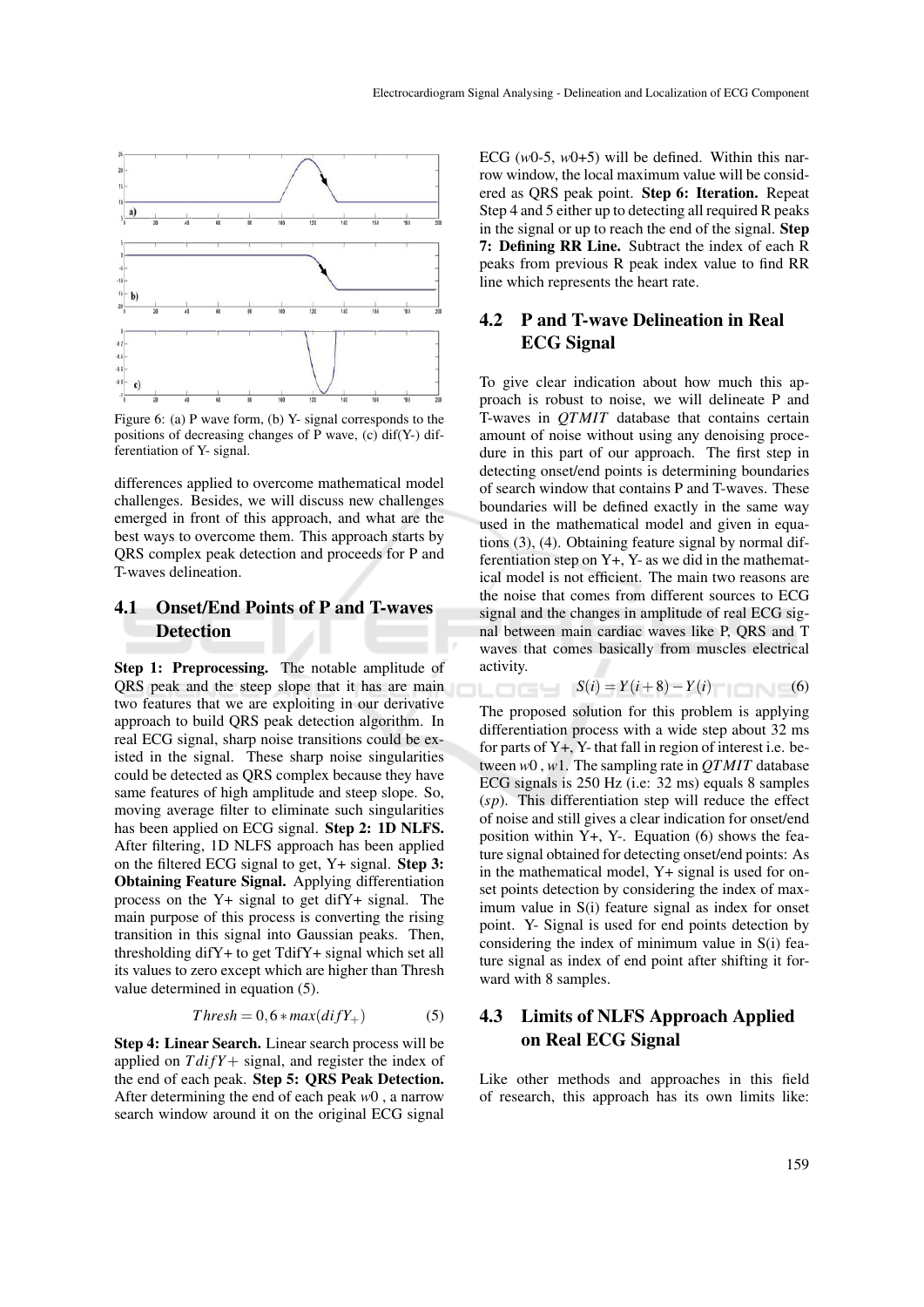Figure 6: (a) P wave form, (b) Y- signal corresponds to the positions of decreasing changes of P wave, (c) dif(Y-) differentiation of Y- signal.

differences applied to overcome mathematical model challenges. Besides, we will discuss new challenges emerged in front of this approach, and what are the best ways to overcome them. This approach starts by QRS complex peak detection and proceeds for P and T-waves delineation.

## 4.1 Onset/End Points of P and T-waves Detection

**Step 1: Preprocessing.** The notable amplitude of QRS peak and the steep slope that it has are main two features that we are exploiting in our derivative approach to build QRS peak detection algorithm. In real ECG signal, sharp noise transitions could be existed in the signal. These sharp noise singularities could be detected as QRS complex because they have same features of high amplitude and steep slope. So, moving average filter to eliminate such singularities has been applied on ECG signal. **Step 2: 1D NLFS.** After filtering, 1D NLFS approach has been applied on the filtered ECG signal to get, Y+ signal. **Step 3: Obtaining Feature Signal.** Applying differentiation process on the Y+ signal to get difY+ signal. The main purpose of this process is converting the rising transition in this signal into Gaussian peaks. Then, thresholding difY+ to get TdifY+ signal which set all its values to zero except which are higher than Thresh value determined in equation (5).

$$Thresh = 0,6 * max(difY_{+}) \qquad (5)$$

**Step 4: Linear Search.** Linear search process will be applied on $TdifY+$ signal, and register the index of the end of each peak. **Step 5: QRS Peak Detection.** After determining the end of each peak $w0$ , a narrow search window around it on the original ECG signal ECG ($w0$-5, $w0$+5) will be defined. Within this narrow window, the local maximum value will be considered as QRS peak point. **Step 6: Iteration.** Repeat Step 4 and 5 either up to detecting all required R peaks in the signal or up to reach the end of the signal. **Step 7: Defining RR Line.** Subtract the index of each R peaks from previous R peak index value to find RR line which represents the heart rate.

## 4.2 P and T-wave Delineation in Real ECG Signal

To give clear indication about how much this approach is robust to noise, we will delineate P and T-waves in *QTMIT* database that contains certain amount of noise without using any denoising procedure in this part of our approach. The first step in detecting onset/end points is determining boundaries of search window that contains P and T-waves. These boundaries will be defined exactly in the same way used in the mathematical model and given in equations (3), (4). Obtaining feature signal by normal differentiation step on Y+, Y- as we did in the mathematical model is not efficient. The main two reasons are the noise that comes from different sources to ECG signal and the changes in amplitude of real ECG signal between main cardiac waves like P, QRS and T waves that comes basically from muscles electrical activity.

$$S(i) = Y(i+8) - Y(i) \qquad (6)$$

The proposed solution for this problem is applying differentiation process with a wide step about 32 ms for parts of Y+, Y- that fall in region of interest i.e. between $w0$ , $w1$. The sampling rate in *QTMIT* database ECG signals is 250 Hz (i.e: 32 ms) equals 8 samples (*sp*). This differentiation step will reduce the effect of noise and still gives a clear indication for onset/end position within Y+, Y-. Equation (6) shows the feature signal obtained for detecting onset/end points: As in the mathematical model, Y+ signal is used for onset points detection by considering the index of maximum value in S(i) feature signal as index for onset point. Y- Signal is used for end points detection by considering the index of minimum value in S(i) feature signal as index of end point after shifting it forward with 8 samples.

## 4.3 Limits of NLFS Approach Applied on Real ECG Signal

Like other methods and approaches in this field of research, this approach has its own limits like: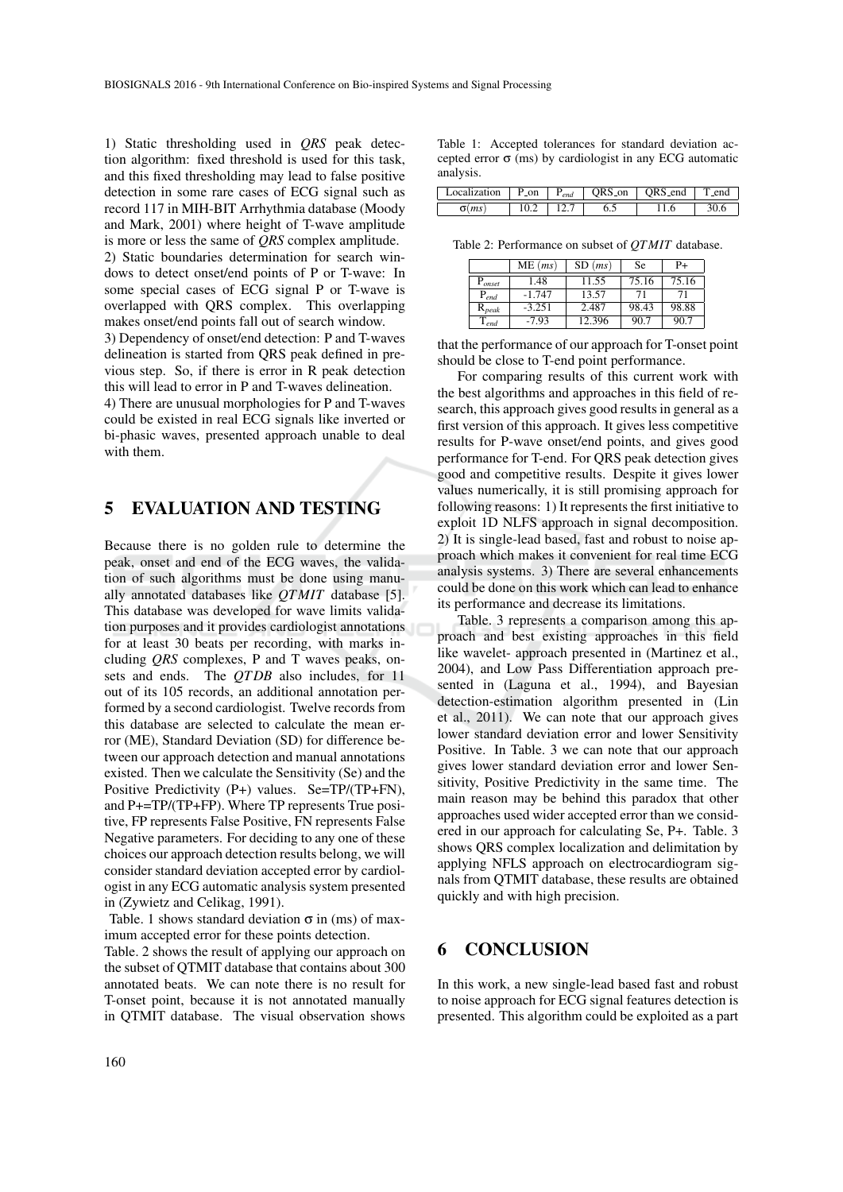1) Static thresholding used in *QRS* peak detection algorithm: fixed threshold is used for this task, and this fixed thresholding may lead to false positive detection in some rare cases of ECG signal such as record 117 in MIH-BIT Arrhythmia database (Moody and Mark, 2001) where height of T-wave amplitude is more or less the same of *QRS* complex amplitude.
2) Static boundaries determination for search windows to detect onset/end points of P or T-wave: In some special cases of ECG signal P or T-wave is overlapped with QRS complex. This overlapping makes onset/end points fall out of search window.
3) Dependency of onset/end detection: P and T-waves delineation is started from QRS peak defined in previous step. So, if there is error in R peak detection this will lead to error in P and T-waves delineation.
4) There are unusual morphologies for P and T-waves could be existed in real ECG signals like inverted or bi-phasic waves, presented approach unable to deal with them.

## 5 EVALUATION AND TESTING

Because there is no golden rule to determine the peak, onset and end of the ECG waves, the validation of such algorithms must be done using manually annotated databases like *QTMIT* database [5]. This database was developed for wave limits validation purposes and it provides cardiologist annotations for at least 30 beats per recording, with marks including *QRS* complexes, P and T waves peaks, onsets and ends. The *QTDB* also includes, for 11 out of its 105 records, an additional annotation performed by a second cardiologist. Twelve records from this database are selected to calculate the mean error (ME), Standard Deviation (SD) for difference between our approach detection and manual annotations existed. Then we calculate the Sensitivity (Se) and the Positive Predictivity (P+) values. Se=TP/(TP+FN), and P+=TP/(TP+FP). Where TP represents True positive, FP represents False Positive, FN represents False Negative parameters. For deciding to any one of these choices our approach detection results belong, we will consider standard deviation accepted error by cardiologist in any ECG automatic analysis system presented in (Zywietz and Celikag, 1991).

Table. 1 shows standard deviation $\sigma$ in (ms) of maximum accepted error for these points detection.

Table. 2 shows the result of applying our approach on the subset of QTMIT database that contains about 300 annotated beats. We can note there is no result for T-onset point, because it is not annotated manually in QTMIT database. The visual observation shows that the performance of our approach for T-onset point should be close to T-end point performance.

Table 1: Accepted tolerances for standard deviation accepted error $\sigma$ (ms) by cardiologist in any ECG automatic analysis.

| Localization | P_on | $P_{end}$ | QRS_on | QRS_end | T_end |
|---|---|---|---|---|---|
| $\sigma(ms)$ | 10.2 | 12.7 | 6.5 | 11.6 | 30.6 |

Table 2: Performance on subset of *QTMIT* database.

| | ME $(ms)$ | SD $(ms)$ | Se | P+ |
|---|---|---|---|---|
| $P_{onset}$ | 1.48 | 11.55 | 75.16 | 75.16 |
| $P_{end}$ | -1.747 | 13.57 | 71 | 71 |
| $R_{peak}$ | -3.251 | 2.487 | 98.43 | 98.88 |
| $T_{end}$ | -7.93 | 12.396 | 90.7 | 90.7 |

For comparing results of this current work with the best algorithms and approaches in this field of research, this approach gives good results in general as a first version of this approach. It gives less competitive results for P-wave onset/end points, and gives good performance for T-end. For QRS peak detection gives good and competitive results. Despite it gives lower values numerically, it is still promising approach for following reasons: 1) It represents the first initiative to exploit 1D NLFS approach in signal decomposition. 2) It is single-lead based, fast and robust to noise approach which makes it convenient for real time ECG analysis systems. 3) There are several enhancements could be done on this work which can lead to enhance its performance and decrease its limitations.

Table. 3 represents a comparison among this approach and best existing approaches in this field like wavelet- approach presented in (Martinez et al., 2004), and Low Pass Differentiation approach presented in (Laguna et al., 1994), and Bayesian detection-estimation algorithm presented in (Lin et al., 2011). We can note that our approach gives lower standard deviation error and lower Sensitivity Positive. In Table. 3 we can note that our approach gives lower standard deviation error and lower Sensitivity, Positive Predictivity in the same time. The main reason may be behind this paradox that other approaches used wider accepted error than we considered in our approach for calculating Se, P+. Table. 3 shows QRS complex localization and delimitation by applying NFLS approach on electrocardiogram signals from QTMIT database, these results are obtained quickly and with high precision.

## 6 CONCLUSION

In this work, a new single-lead based fast and robust to noise approach for ECG signal features detection is presented. This algorithm could be exploited as a part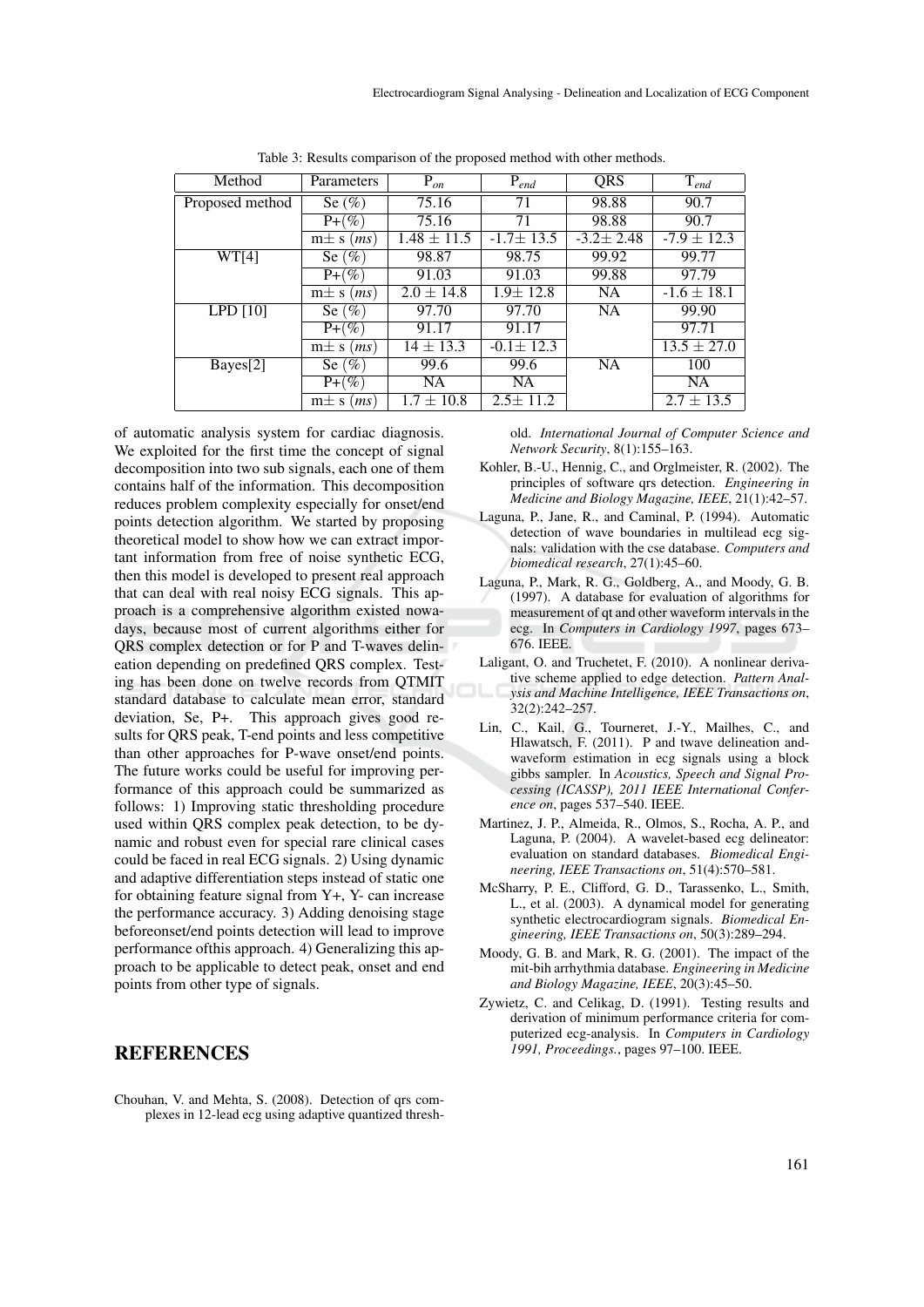Table 3: Results comparison of the proposed method with other methods.

| Method | Parameters | $P_{on}$ | $P_{end}$ | QRS | $T_{end}$ |
|---|---|---|---|---|---|
| Proposed method | Se (%) | 75.16 | 71 | 98.88 | 90.7 |
| | P+(%) | 75.16 | 71 | 98.88 | 90.7 |
| | m± s (*ms*) | 1.48 ± 11.5 | -1.7± 13.5 | -3.2± 2.48 | -7.9 ± 12.3 |
| WT[4] | Se (%) | 98.87 | 98.75 | 99.92 | 99.77 |
| | P+(%) | 91.03 | 91.03 | 99.88 | 97.79 |
| | m± s (*ms*) | 2.0 ± 14.8 | 1.9± 12.8 | NA | -1.6 ± 18.1 |
| LPD [10] | Se (%) | 97.70 | 97.70 | NA | 99.90 |
| | P+(%) | 91.17 | 91.17 | | 97.71 |
| | m± s (*ms*) | 14 ± 13.3 | -0.1± 12.3 | | 13.5 ± 27.0 |
| Bayes[2] | Se (%) | 99.6 | 99.6 | NA | 100 |
| | P+(%) | NA | NA | | NA |
| | m± s (*ms*) | 1.7 ± 10.8 | 2.5± 11.2 | | 2.7 ± 13.5 |

of automatic analysis system for cardiac diagnosis. We exploited for the first time the concept of signal decomposition into two sub signals, each one of them contains half of the information. This decomposition reduces problem complexity especially for onset/end points detection algorithm. We started by proposing theoretical model to show how we can extract important information from free of noise synthetic ECG, then this model is developed to present real approach that can deal with real noisy ECG signals. This approach is a comprehensive algorithm existed nowadays, because most of current algorithms either for QRS complex detection or for P and T-waves delineation depending on predefined QRS complex. Testing has been done on twelve records from QTMIT standard database to calculate mean error, standard deviation, Se, P+. This approach gives good results for QRS peak, T-end points and less competitive than other approaches for P-wave onset/end points. The future works could be useful for improving performance of this approach could be summarized as follows: 1) Improving static thresholding procedure used within QRS complex peak detection, to be dynamic and robust even for special rare clinical cases could be faced in real ECG signals. 2) Using dynamic and adaptive differentiation steps instead of static one for obtaining feature signal from Y+, Y- can increase the performance accuracy. 3) Adding denoising stage beforeonset/end points detection will lead to improve performance ofthis approach. 4) Generalizing this approach to be applicable to detect peak, onset and end points from other type of signals.

## REFERENCES

Chouhan, V. and Mehta, S. (2008). Detection of qrs complexes in 12-lead ecg using adaptive quantized threshold. *International Journal of Computer Science and Network Security*, 8(1):155–163.

Kohler, B.-U., Hennig, C., and Orglmeister, R. (2002). The principles of software qrs detection. *Engineering in Medicine and Biology Magazine, IEEE*, 21(1):42–57.

Laguna, P., Jane, R., and Caminal, P. (1994). Automatic detection of wave boundaries in multilead ecg signals: validation with the cse database. *Computers and biomedical research*, 27(1):45–60.

Laguna, P., Mark, R. G., Goldberg, A., and Moody, G. B. (1997). A database for evaluation of algorithms for measurement of qt and other waveform intervals in the ecg. In *Computers in Cardiology 1997*, pages 673–676. IEEE.

Laligant, O. and Truchetet, F. (2010). A nonlinear derivative scheme applied to edge detection. *Pattern Analysis and Machine Intelligence, IEEE Transactions on*, 32(2):242–257.

Lin, C., Kail, G., Tourneret, J.-Y., Mailhes, C., and Hlawatsch, F. (2011). P and twave delineation andwaveform estimation in ecg signals using a block gibbs sampler. In *Acoustics, Speech and Signal Processing (ICASSP), 2011 IEEE International Conference on*, pages 537–540. IEEE.

Martinez, J. P., Almeida, R., Olmos, S., Rocha, A. P., and Laguna, P. (2004). A wavelet-based ecg delineator: evaluation on standard databases. *Biomedical Engineering, IEEE Transactions on*, 51(4):570–581.

McSharry, P. E., Clifford, G. D., Tarassenko, L., Smith, L., et al. (2003). A dynamical model for generating synthetic electrocardiogram signals. *Biomedical Engineering, IEEE Transactions on*, 50(3):289–294.

Moody, G. B. and Mark, R. G. (2001). The impact of the mit-bih arrhythmia database. *Engineering in Medicine and Biology Magazine, IEEE*, 20(3):45–50.

Zywietz, C. and Celikag, D. (1991). Testing results and derivation of minimum performance criteria for computerized ecg-analysis. In *Computers in Cardiology 1991, Proceedings.*, pages 97–100. IEEE.